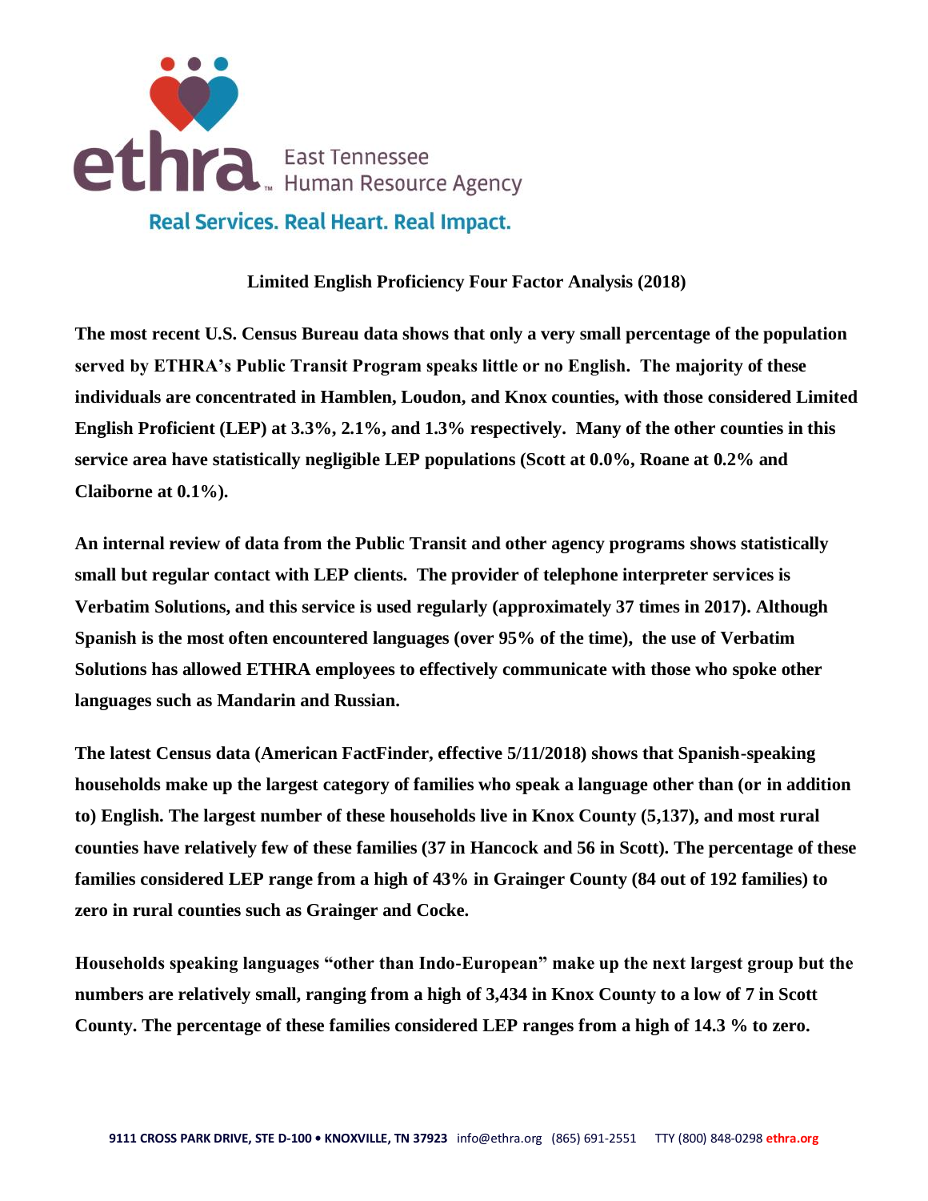ethra™ East Tennessee Human Resource Agency

Real Services. Real Heart. Real Impact.

**Limited English Proficiency Four Factor Analysis (2018)**

**The most recent U.S. Census Bureau data shows that only a very small percentage of the population served by ETHRA's Public Transit Program speaks little or no English. The majority of these individuals are concentrated in Hamblen, Loudon, and Knox counties, with those considered Limited English Proficient (LEP) at 3.3%, 2.1%, and 1.3% respectively. Many of the other counties in this service area have statistically negligible LEP populations (Scott at 0.0%, Roane at 0.2% and Claiborne at 0.1%).**

**An internal review of data from the Public Transit and other agency programs shows statistically small but regular contact with LEP clients. The provider of telephone interpreter services is Verbatim Solutions, and this service is used regularly (approximately 37 times in 2017). Although Spanish is the most often encountered languages (over 95% of the time), the use of Verbatim Solutions has allowed ETHRA employees to effectively communicate with those who spoke other languages such as Mandarin and Russian.**

**The latest Census data (American FactFinder, effective 5/11/2018) shows that Spanish-speaking households make up the largest category of families who speak a language other than (or in addition to) English. The largest number of these households live in Knox County (5,137), and most rural counties have relatively few of these families (37 in Hancock and 56 in Scott). The percentage of these families considered LEP range from a high of 43% in Grainger County (84 out of 192 families) to zero in rural counties such as Grainger and Cocke.**

**Households speaking languages "other than Indo-European" make up the next largest group but the numbers are relatively small, ranging from a high of 3,434 in Knox County to a low of 7 in Scott County. The percentage of these families considered LEP ranges from a high of 14.3 % to zero.**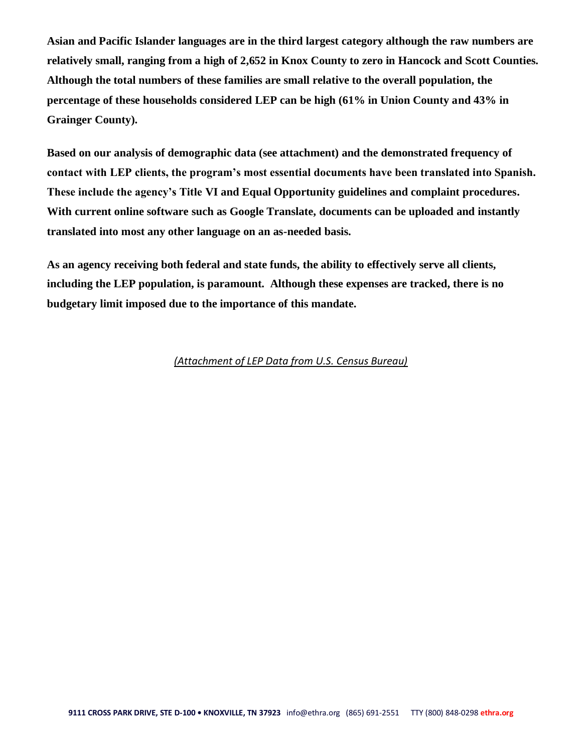**Asian and Pacific Islander languages are in the third largest category although the raw numbers are relatively small, ranging from a high of 2,652 in Knox County to zero in Hancock and Scott Counties. Although the total numbers of these families are small relative to the overall population, the percentage of these households considered LEP can be high (61% in Union County and 43% in Grainger County).**

**Based on our analysis of demographic data (see attachment) and the demonstrated frequency of contact with LEP clients, the program's most essential documents have been translated into Spanish. These include the agency's Title VI and Equal Opportunity guidelines and complaint procedures. With current online software such as Google Translate, documents can be uploaded and instantly translated into most any other language on an as-needed basis.**

**As an agency receiving both federal and state funds, the ability to effectively serve all clients, including the LEP population, is paramount. Although these expenses are tracked, there is no budgetary limit imposed due to the importance of this mandate.**

*(Attachment of LEP Data from U.S. Census Bureau)*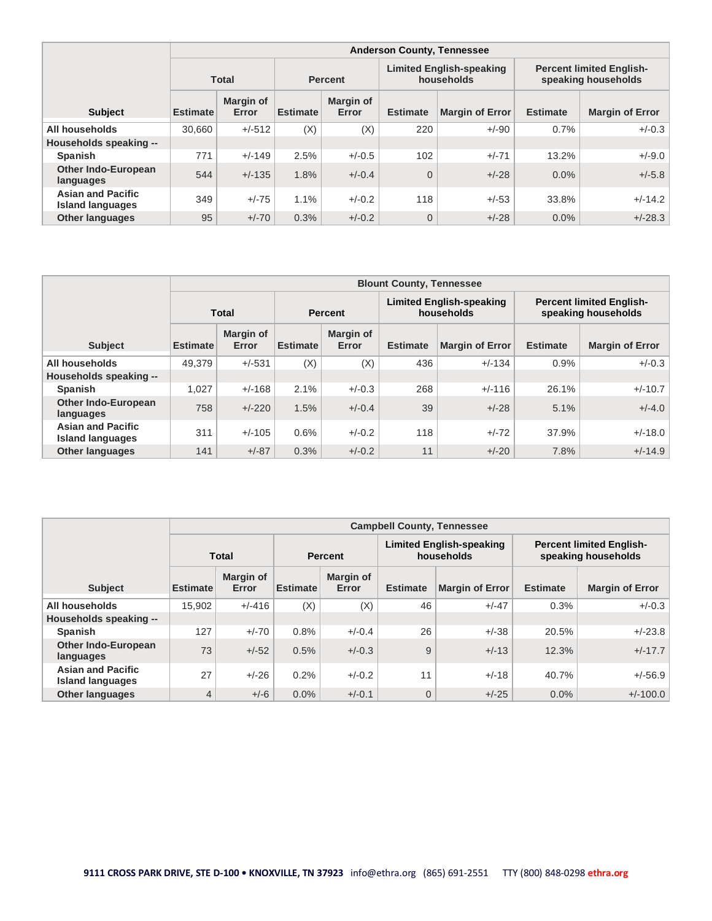| Subject | Anderson County, Tennessee | | | | | | | |
|---|---|---|---|---|---|---|---|---|
| | Total | | Percent | | Limited English-speaking households | | Percent limited English-speaking households | |
| | Estimate | Margin of Error | Estimate | Margin of Error | Estimate | Margin of Error | Estimate | Margin of Error |
| All households | 30,660 | +/-512 | (X) | (X) | 220 | +/-90 | 0.7% | +/-0.3 |
| Households speaking -- | | | | | | | | |
| Spanish | 771 | +/-149 | 2.5% | +/-0.5 | 102 | +/-71 | 13.2% | +/-9.0 |
| Other Indo-European languages | 544 | +/-135 | 1.8% | +/-0.4 | 0 | +/-28 | 0.0% | +/-5.8 |
| Asian and Pacific Island languages | 349 | +/-75 | 1.1% | +/-0.2 | 118 | +/-53 | 33.8% | +/-14.2 |
| Other languages | 95 | +/-70 | 0.3% | +/-0.2 | 0 | +/-28 | 0.0% | +/-28.3 |

| Subject | Blount County, Tennessee | | | | | | | |
|---|---|---|---|---|---|---|---|---|
| | Total | | Percent | | Limited English-speaking households | | Percent limited English-speaking households | |
| | Estimate | Margin of Error | Estimate | Margin of Error | Estimate | Margin of Error | Estimate | Margin of Error |
| All households | 49,379 | +/-531 | (X) | (X) | 436 | +/-134 | 0.9% | +/-0.3 |
| Households speaking -- | | | | | | | | |
| Spanish | 1,027 | +/-168 | 2.1% | +/-0.3 | 268 | +/-116 | 26.1% | +/-10.7 |
| Other Indo-European languages | 758 | +/-220 | 1.5% | +/-0.4 | 39 | +/-28 | 5.1% | +/-4.0 |
| Asian and Pacific Island languages | 311 | +/-105 | 0.6% | +/-0.2 | 118 | +/-72 | 37.9% | +/-18.0 |
| Other languages | 141 | +/-87 | 0.3% | +/-0.2 | 11 | +/-20 | 7.8% | +/-14.9 |

| Subject | Campbell County, Tennessee | | | | | | | |
|---|---|---|---|---|---|---|---|---|
| | Total | | Percent | | Limited English-speaking households | | Percent limited English-speaking households | |
| | Estimate | Margin of Error | Estimate | Margin of Error | Estimate | Margin of Error | Estimate | Margin of Error |
| All households | 15,902 | +/-416 | (X) | (X) | 46 | +/-47 | 0.3% | +/-0.3 |
| Households speaking -- | | | | | | | | |
| Spanish | 127 | +/-70 | 0.8% | +/-0.4 | 26 | +/-38 | 20.5% | +/-23.8 |
| Other Indo-European languages | 73 | +/-52 | 0.5% | +/-0.3 | 9 | +/-13 | 12.3% | +/-17.7 |
| Asian and Pacific Island languages | 27 | +/-26 | 0.2% | +/-0.2 | 11 | +/-18 | 40.7% | +/-56.9 |
| Other languages | 4 | +/-6 | 0.0% | +/-0.1 | 0 | +/-25 | 0.0% | +/-100.0 |

**9111 CROSS PARK DRIVE, STE D-100 • KNOXVILLE, TN 37923** info@ethra.org (865) 691-2551 TTY (800) 848-0298 **ethra.org**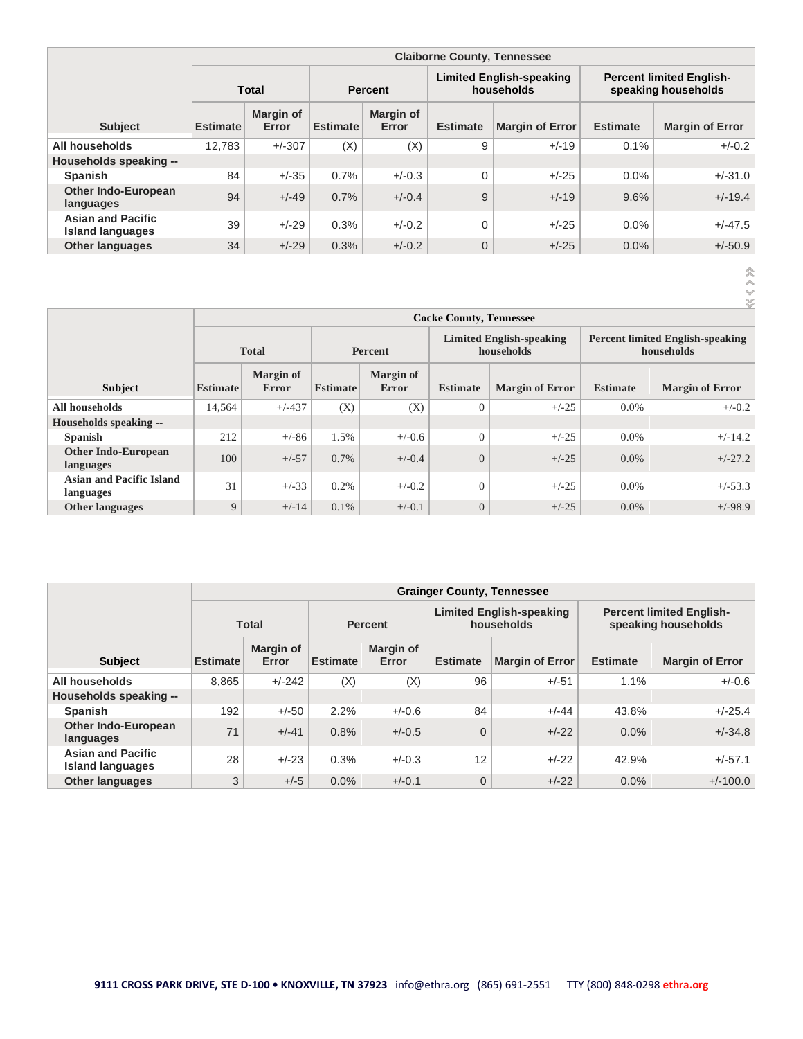| Subject | Claiborne County, Tennessee | | | | | | | |
|---|---|---|---|---|---|---|---|---|
| | Total | | Percent | | Limited English-speaking households | | Percent limited English-speaking households | |
| | Estimate | Margin of Error | Estimate | Margin of Error | Estimate | Margin of Error | Estimate | Margin of Error |
| All households | 12,783 | +/-307 | (X) | (X) | 9 | +/-19 | 0.1% | +/-0.2 |
| Households speaking -- | | | | | | | | |
| Spanish | 84 | +/-35 | 0.7% | +/-0.3 | 0 | +/-25 | 0.0% | +/-31.0 |
| Other Indo-European languages | 94 | +/-49 | 0.7% | +/-0.4 | 9 | +/-19 | 9.6% | +/-19.4 |
| Asian and Pacific Island languages | 39 | +/-29 | 0.3% | +/-0.2 | 0 | +/-25 | 0.0% | +/-47.5 |
| Other languages | 34 | +/-29 | 0.3% | +/-0.2 | 0 | +/-25 | 0.0% | +/-50.9 |

| Subject | Cocke County, Tennessee | | | | | | | |
|---|---|---|---|---|---|---|---|---|
| | Total | | Percent | | Limited English-speaking households | | Percent limited English-speaking households | |
| | Estimate | Margin of Error | Estimate | Margin of Error | Estimate | Margin of Error | Estimate | Margin of Error |
| All households | 14,564 | +/-437 | (X) | (X) | 0 | +/-25 | 0.0% | +/-0.2 |
| Households speaking -- | | | | | | | | |
| Spanish | 212 | +/-86 | 1.5% | +/-0.6 | 0 | +/-25 | 0.0% | +/-14.2 |
| Other Indo-European languages | 100 | +/-57 | 0.7% | +/-0.4 | 0 | +/-25 | 0.0% | +/-27.2 |
| Asian and Pacific Island languages | 31 | +/-33 | 0.2% | +/-0.2 | 0 | +/-25 | 0.0% | +/-53.3 |
| Other languages | 9 | +/-14 | 0.1% | +/-0.1 | 0 | +/-25 | 0.0% | +/-98.9 |

| Subject | Grainger County, Tennessee | | | | | | | |
|---|---|---|---|---|---|---|---|---|
| | Total | | Percent | | Limited English-speaking households | | Percent limited English-speaking households | |
| | Estimate | Margin of Error | Estimate | Margin of Error | Estimate | Margin of Error | Estimate | Margin of Error |
| All households | 8,865 | +/-242 | (X) | (X) | 96 | +/-51 | 1.1% | +/-0.6 |
| Households speaking -- | | | | | | | | |
| Spanish | 192 | +/-50 | 2.2% | +/-0.6 | 84 | +/-44 | 43.8% | +/-25.4 |
| Other Indo-European languages | 71 | +/-41 | 0.8% | +/-0.5 | 0 | +/-22 | 0.0% | +/-34.8 |
| Asian and Pacific Island languages | 28 | +/-23 | 0.3% | +/-0.3 | 12 | +/-22 | 42.9% | +/-57.1 |
| Other languages | 3 | +/-5 | 0.0% | +/-0.1 | 0 | +/-22 | 0.0% | +/-100.0 |

**9111 CROSS PARK DRIVE, STE D-100 • KNOXVILLE, TN 37923** info@ethra.org (865) 691-2551 TTY (800) 848-0298 **ethra.org**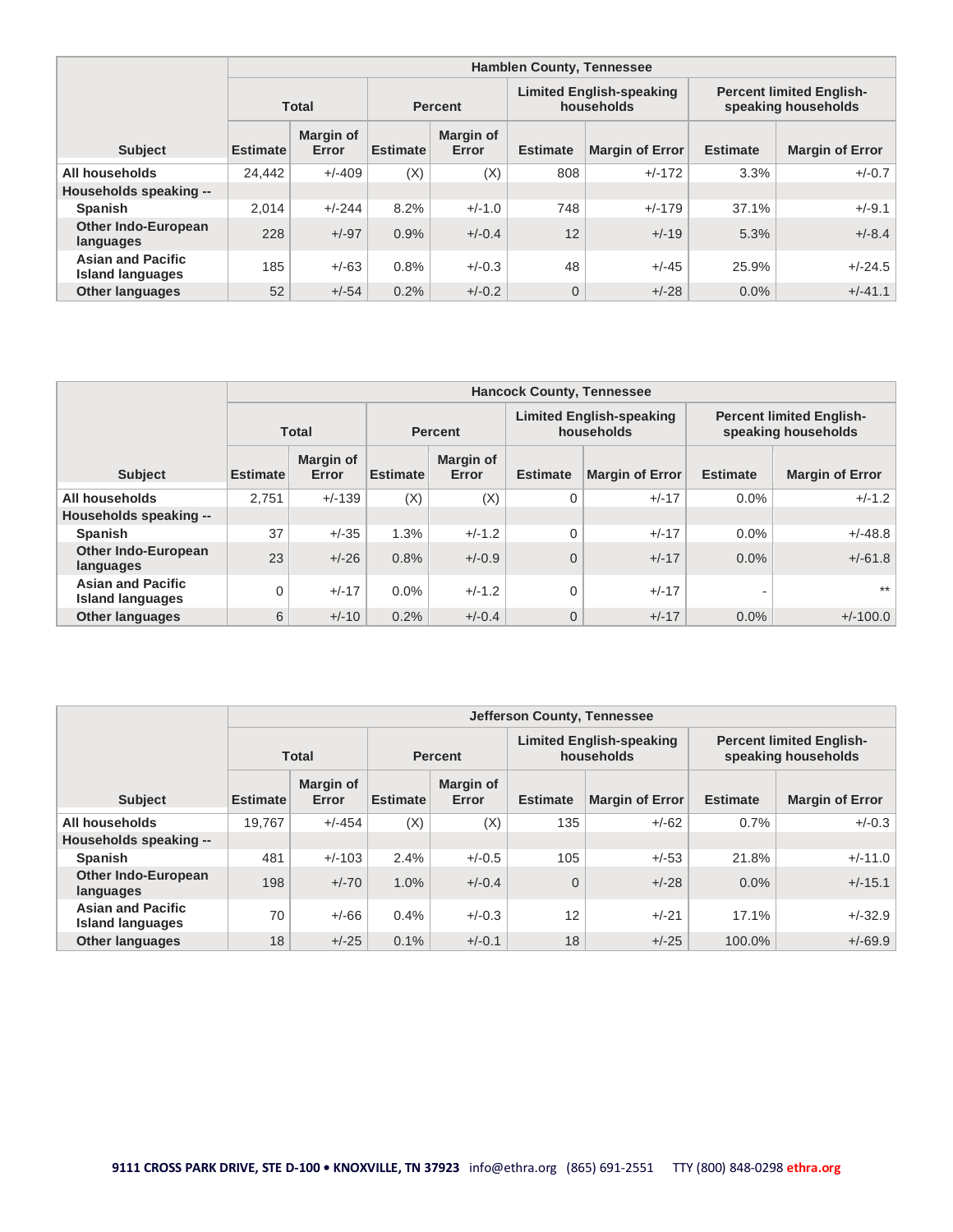| Subject | Hamblen County, Tennessee | | | | | | | |
|---|---|---|---|---|---|---|---|---|
| | Total | | Percent | | Limited English-speaking households | | Percent limited English-speaking households | |
| | Estimate | Margin of Error | Estimate | Margin of Error | Estimate | Margin of Error | Estimate | Margin of Error |
| All households | 24,442 | +/-409 | (X) | (X) | 808 | +/-172 | 3.3% | +/-0.7 |
| Households speaking -- | | | | | | | | |
| Spanish | 2,014 | +/-244 | 8.2% | +/-1.0 | 748 | +/-179 | 37.1% | +/-9.1 |
| Other Indo-European languages | 228 | +/-97 | 0.9% | +/-0.4 | 12 | +/-19 | 5.3% | +/-8.4 |
| Asian and Pacific Island languages | 185 | +/-63 | 0.8% | +/-0.3 | 48 | +/-45 | 25.9% | +/-24.5 |
| Other languages | 52 | +/-54 | 0.2% | +/-0.2 | 0 | +/-28 | 0.0% | +/-41.1 |

| Subject | Hancock County, Tennessee | | | | | | | |
|---|---|---|---|---|---|---|---|---|
| | Total | | Percent | | Limited English-speaking households | | Percent limited English-speaking households | |
| | Estimate | Margin of Error | Estimate | Margin of Error | Estimate | Margin of Error | Estimate | Margin of Error |
| All households | 2,751 | +/-139 | (X) | (X) | 0 | +/-17 | 0.0% | +/-1.2 |
| Households speaking -- | | | | | | | | |
| Spanish | 37 | +/-35 | 1.3% | +/-1.2 | 0 | +/-17 | 0.0% | +/-48.8 |
| Other Indo-European languages | 23 | +/-26 | 0.8% | +/-0.9 | 0 | +/-17 | 0.0% | +/-61.8 |
| Asian and Pacific Island languages | 0 | +/-17 | 0.0% | +/-1.2 | 0 | +/-17 | - | ** |
| Other languages | 6 | +/-10 | 0.2% | +/-0.4 | 0 | +/-17 | 0.0% | +/-100.0 |

| Subject | Jefferson County, Tennessee | | | | | | | |
|---|---|---|---|---|---|---|---|---|
| | Total | | Percent | | Limited English-speaking households | | Percent limited English-speaking households | |
| | Estimate | Margin of Error | Estimate | Margin of Error | Estimate | Margin of Error | Estimate | Margin of Error |
| All households | 19,767 | +/-454 | (X) | (X) | 135 | +/-62 | 0.7% | +/-0.3 |
| Households speaking -- | | | | | | | | |
| Spanish | 481 | +/-103 | 2.4% | +/-0.5 | 105 | +/-53 | 21.8% | +/-11.0 |
| Other Indo-European languages | 198 | +/-70 | 1.0% | +/-0.4 | 0 | +/-28 | 0.0% | +/-15.1 |
| Asian and Pacific Island languages | 70 | +/-66 | 0.4% | +/-0.3 | 12 | +/-21 | 17.1% | +/-32.9 |
| Other languages | 18 | +/-25 | 0.1% | +/-0.1 | 18 | +/-25 | 100.0% | +/-69.9 |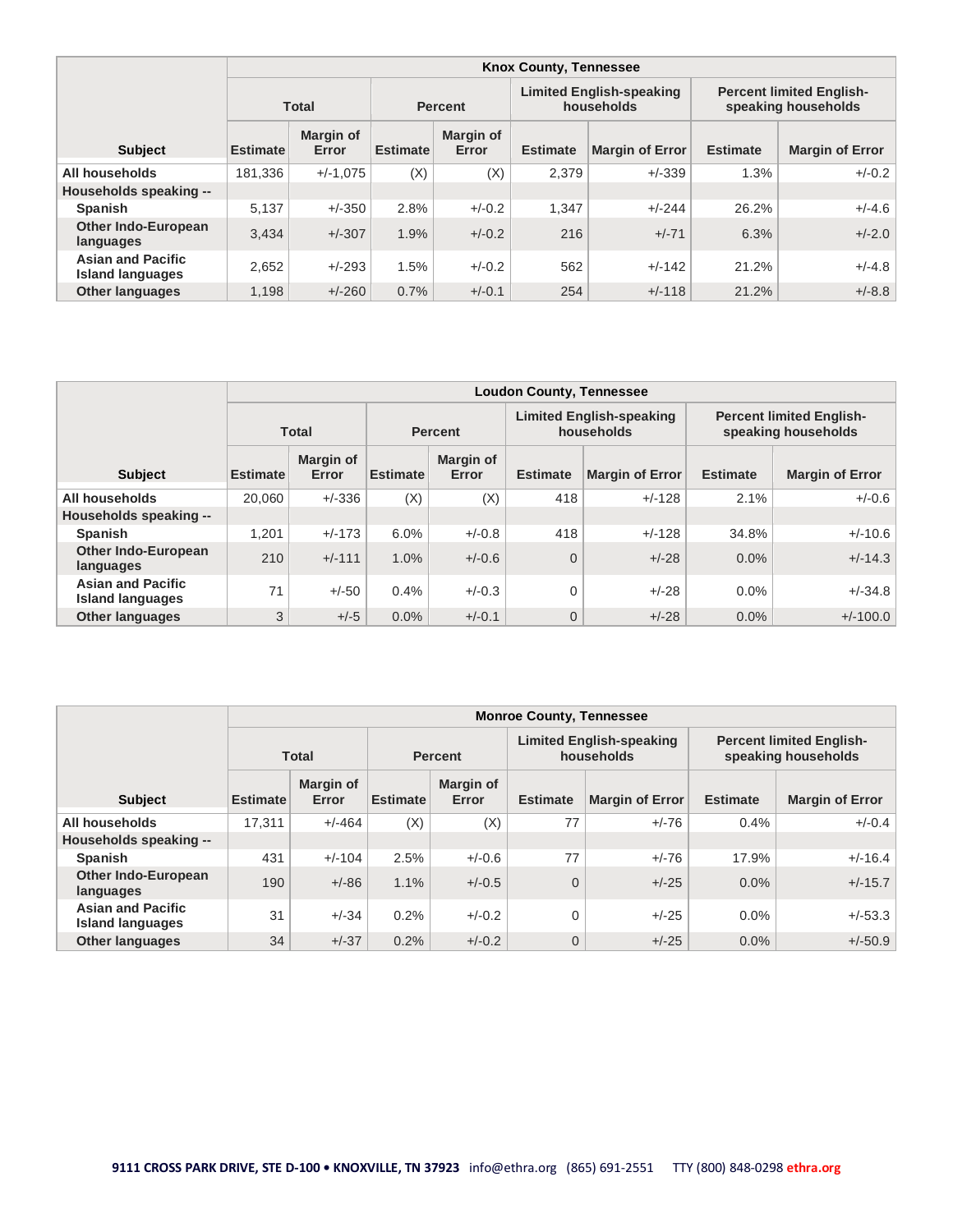| Subject | Knox County, Tennessee | | | | | | | |
|---|---|---|---|---|---|---|---|---|
| | Total | | Percent | | Limited English-speaking households | | Percent limited English-speaking households | |
| | Estimate | Margin of Error | Estimate | Margin of Error | Estimate | Margin of Error | Estimate | Margin of Error |
| All households | 181,336 | +/-1,075 | (X) | (X) | 2,379 | +/-339 | 1.3% | +/-0.2 |
| Households speaking -- | | | | | | | | |
| Spanish | 5,137 | +/-350 | 2.8% | +/-0.2 | 1,347 | +/-244 | 26.2% | +/-4.6 |
| Other Indo-European languages | 3,434 | +/-307 | 1.9% | +/-0.2 | 216 | +/-71 | 6.3% | +/-2.0 |
| Asian and Pacific Island languages | 2,652 | +/-293 | 1.5% | +/-0.2 | 562 | +/-142 | 21.2% | +/-4.8 |
| Other languages | 1,198 | +/-260 | 0.7% | +/-0.1 | 254 | +/-118 | 21.2% | +/-8.8 |

| Subject | Loudon County, Tennessee | | | | | | | |
|---|---|---|---|---|---|---|---|---|
| | Total | | Percent | | Limited English-speaking households | | Percent limited English-speaking households | |
| | Estimate | Margin of Error | Estimate | Margin of Error | Estimate | Margin of Error | Estimate | Margin of Error |
| All households | 20,060 | +/-336 | (X) | (X) | 418 | +/-128 | 2.1% | +/-0.6 |
| Households speaking -- | | | | | | | | |
| Spanish | 1,201 | +/-173 | 6.0% | +/-0.8 | 418 | +/-128 | 34.8% | +/-10.6 |
| Other Indo-European languages | 210 | +/-111 | 1.0% | +/-0.6 | 0 | +/-28 | 0.0% | +/-14.3 |
| Asian and Pacific Island languages | 71 | +/-50 | 0.4% | +/-0.3 | 0 | +/-28 | 0.0% | +/-34.8 |
| Other languages | 3 | +/-5 | 0.0% | +/-0.1 | 0 | +/-28 | 0.0% | +/-100.0 |

| Subject | Monroe County, Tennessee | | | | | | | |
|---|---|---|---|---|---|---|---|---|
| | Total | | Percent | | Limited English-speaking households | | Percent limited English-speaking households | |
| | Estimate | Margin of Error | Estimate | Margin of Error | Estimate | Margin of Error | Estimate | Margin of Error |
| All households | 17,311 | +/-464 | (X) | (X) | 77 | +/-76 | 0.4% | +/-0.4 |
| Households speaking -- | | | | | | | | |
| Spanish | 431 | +/-104 | 2.5% | +/-0.6 | 77 | +/-76 | 17.9% | +/-16.4 |
| Other Indo-European languages | 190 | +/-86 | 1.1% | +/-0.5 | 0 | +/-25 | 0.0% | +/-15.7 |
| Asian and Pacific Island languages | 31 | +/-34 | 0.2% | +/-0.2 | 0 | +/-25 | 0.0% | +/-53.3 |
| Other languages | 34 | +/-37 | 0.2% | +/-0.2 | 0 | +/-25 | 0.0% | +/-50.9 |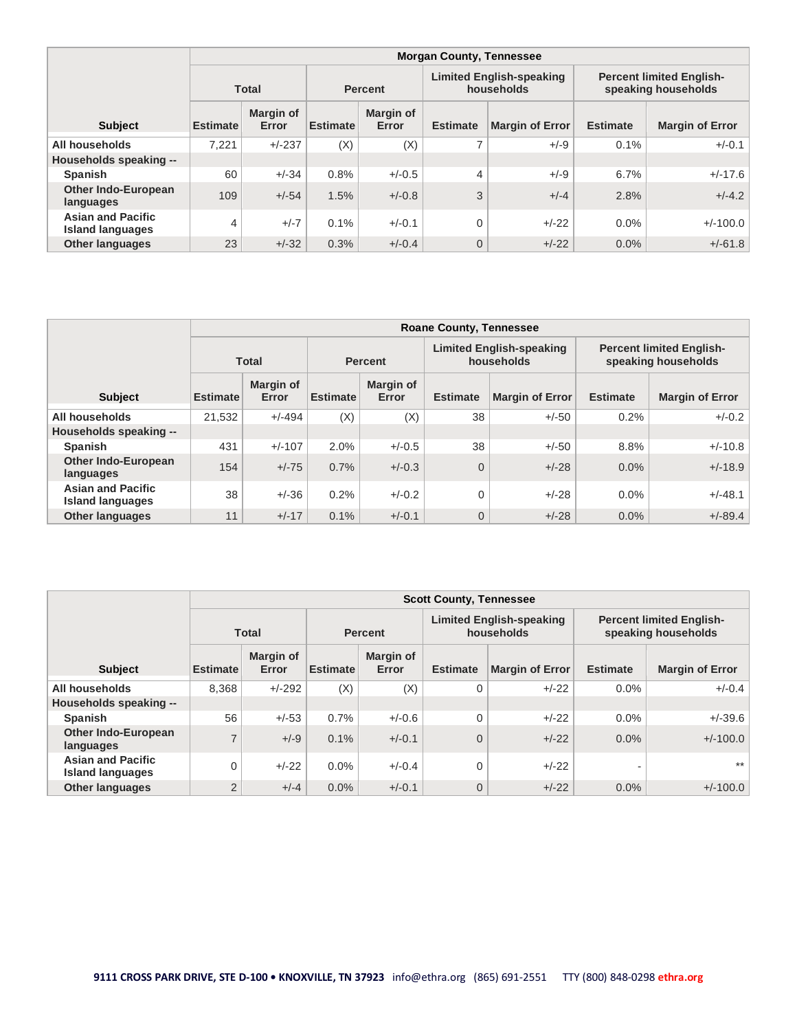| Subject | Morgan County, Tennessee | | | | | | | |
|---|---|---|---|---|---|---|---|---|
| | Total | | Percent | | Limited English-speaking households | | Percent limited English-speaking households | |
| | Estimate | Margin of Error | Estimate | Margin of Error | Estimate | Margin of Error | Estimate | Margin of Error |
| All households | 7,221 | +/-237 | (X) | (X) | 7 | +/-9 | 0.1% | +/-0.1 |
| Households speaking -- | | | | | | | | |
| Spanish | 60 | +/-34 | 0.8% | +/-0.5 | 4 | +/-9 | 6.7% | +/-17.6 |
| Other Indo-European languages | 109 | +/-54 | 1.5% | +/-0.8 | 3 | +/-4 | 2.8% | +/-4.2 |
| Asian and Pacific Island languages | 4 | +/-7 | 0.1% | +/-0.1 | 0 | +/-22 | 0.0% | +/-100.0 |
| Other languages | 23 | +/-32 | 0.3% | +/-0.4 | 0 | +/-22 | 0.0% | +/-61.8 |

| Subject | Roane County, Tennessee | | | | | | | |
|---|---|---|---|---|---|---|---|---|
| | Total | | Percent | | Limited English-speaking households | | Percent limited English-speaking households | |
| | Estimate | Margin of Error | Estimate | Margin of Error | Estimate | Margin of Error | Estimate | Margin of Error |
| All households | 21,532 | +/-494 | (X) | (X) | 38 | +/-50 | 0.2% | +/-0.2 |
| Households speaking -- | | | | | | | | |
| Spanish | 431 | +/-107 | 2.0% | +/-0.5 | 38 | +/-50 | 8.8% | +/-10.8 |
| Other Indo-European languages | 154 | +/-75 | 0.7% | +/-0.3 | 0 | +/-28 | 0.0% | +/-18.9 |
| Asian and Pacific Island languages | 38 | +/-36 | 0.2% | +/-0.2 | 0 | +/-28 | 0.0% | +/-48.1 |
| Other languages | 11 | +/-17 | 0.1% | +/-0.1 | 0 | +/-28 | 0.0% | +/-89.4 |

| Subject | Scott County, Tennessee | | | | | | | |
|---|---|---|---|---|---|---|---|---|
| | Total | | Percent | | Limited English-speaking households | | Percent limited English-speaking households | |
| | Estimate | Margin of Error | Estimate | Margin of Error | Estimate | Margin of Error | Estimate | Margin of Error |
| All households | 8,368 | +/-292 | (X) | (X) | 0 | +/-22 | 0.0% | +/-0.4 |
| Households speaking -- | | | | | | | | |
| Spanish | 56 | +/-53 | 0.7% | +/-0.6 | 0 | +/-22 | 0.0% | +/-39.6 |
| Other Indo-European languages | 7 | +/-9 | 0.1% | +/-0.1 | 0 | +/-22 | 0.0% | +/-100.0 |
| Asian and Pacific Island languages | 0 | +/-22 | 0.0% | +/-0.4 | 0 | +/-22 | - | ** |
| Other languages | 2 | +/-4 | 0.0% | +/-0.1 | 0 | +/-22 | 0.0% | +/-100.0 |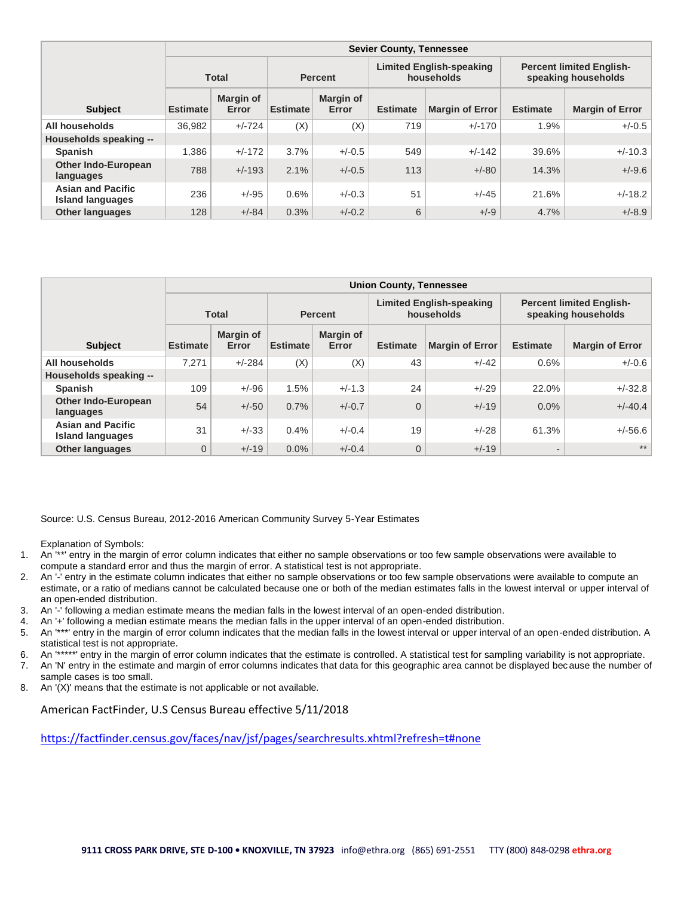| Subject | Sevier County, Tennessee | | | | | | | |
|---|---|---|---|---|---|---|---|---|
| | Total | | Percent | | Limited English-speaking households | | Percent limited English-speaking households | |
| | Estimate | Margin of Error | Estimate | Margin of Error | Estimate | Margin of Error | Estimate | Margin of Error |
| All households | 36,982 | +/-724 | (X) | (X) | 719 | +/-170 | 1.9% | +/-0.5 |
| Households speaking -- | | | | | | | | |
| Spanish | 1,386 | +/-172 | 3.7% | +/-0.5 | 549 | +/-142 | 39.6% | +/-10.3 |
| Other Indo-European languages | 788 | +/-193 | 2.1% | +/-0.5 | 113 | +/-80 | 14.3% | +/-9.6 |
| Asian and Pacific Island languages | 236 | +/-95 | 0.6% | +/-0.3 | 51 | +/-45 | 21.6% | +/-18.2 |
| Other languages | 128 | +/-84 | 0.3% | +/-0.2 | 6 | +/-9 | 4.7% | +/-8.9 |

| Subject | Union County, Tennessee | | | | | | | |
|---|---|---|---|---|---|---|---|---|
| | Total | | Percent | | Limited English-speaking households | | Percent limited English-speaking households | |
| | Estimate | Margin of Error | Estimate | Margin of Error | Estimate | Margin of Error | Estimate | Margin of Error |
| All households | 7,271 | +/-284 | (X) | (X) | 43 | +/-42 | 0.6% | +/-0.6 |
| Households speaking -- | | | | | | | | |
| Spanish | 109 | +/-96 | 1.5% | +/-1.3 | 24 | +/-29 | 22.0% | +/-32.8 |
| Other Indo-European languages | 54 | +/-50 | 0.7% | +/-0.7 | 0 | +/-19 | 0.0% | +/-40.4 |
| Asian and Pacific Island languages | 31 | +/-33 | 0.4% | +/-0.4 | 19 | +/-28 | 61.3% | +/-56.6 |
| Other languages | 0 | +/-19 | 0.0% | +/-0.4 | 0 | +/-19 | - | ** |

Source: U.S. Census Bureau, 2012-2016 American Community Survey 5-Year Estimates

Explanation of Symbols:

1. An '**' entry in the margin of error column indicates that either no sample observations or too few sample observations were available to compute a standard error and thus the margin of error. A statistical test is not appropriate.
2. An '-' entry in the estimate column indicates that either no sample observations or too few sample observations were available to compute an estimate, or a ratio of medians cannot be calculated because one or both of the median estimates falls in the lowest interval or upper interval of an open-ended distribution.
3. An '-' following a median estimate means the median falls in the lowest interval of an open-ended distribution.
4. An '+' following a median estimate means the median falls in the upper interval of an open-ended distribution.
5. An '***' entry in the margin of error column indicates that the median falls in the lowest interval or upper interval of an open-ended distribution. A statistical test is not appropriate.
6. An '*****' entry in the margin of error column indicates that the estimate is controlled. A statistical test for sampling variability is not appropriate.
7. An 'N' entry in the estimate and margin of error columns indicates that data for this geographic area cannot be displayed because the number of sample cases is too small.
8. An '(X)' means that the estimate is not applicable or not available.

American FactFinder, U.S Census Bureau effective 5/11/2018

https://factfinder.census.gov/faces/nav/jsf/pages/searchresults.xhtml?refresh=t#none